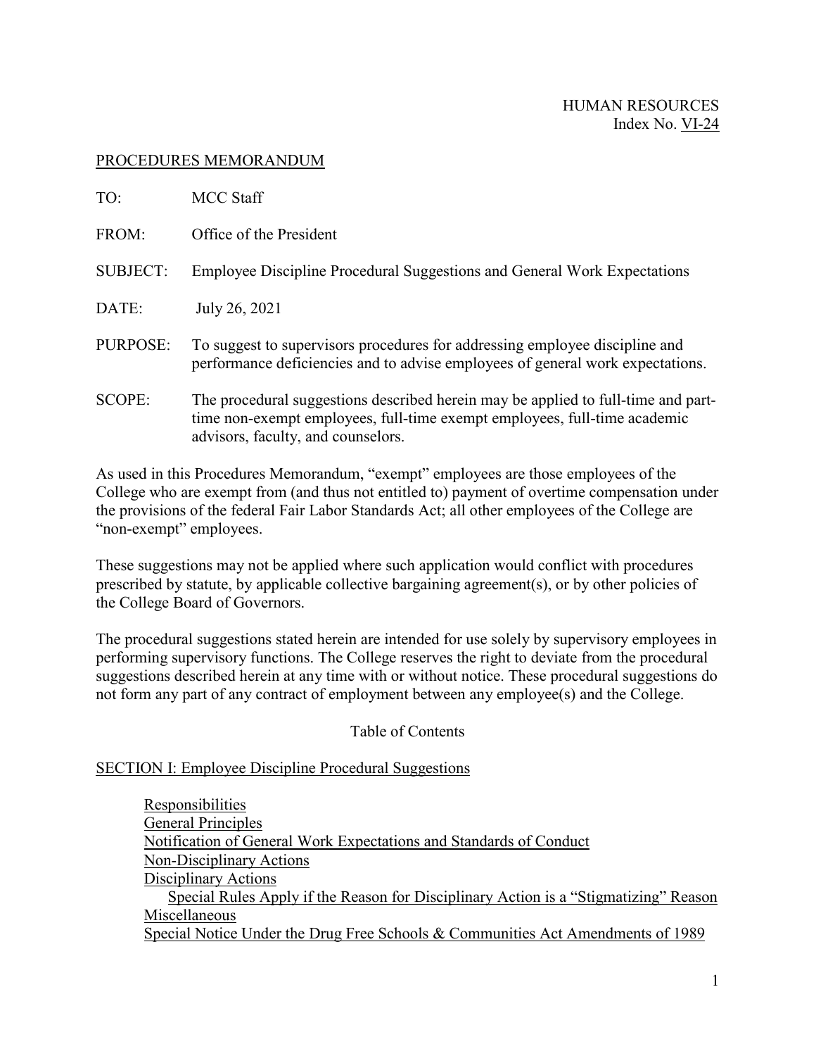HUMAN RESOURCES
Index No. VI-24

## PROCEDURES MEMORANDUM

TO: MCC Staff

FROM: Office of the President

SUBJECT: Employee Discipline Procedural Suggestions and General Work Expectations

DATE: July 26, 2021

PURPOSE: To suggest to supervisors procedures for addressing employee discipline and performance deficiencies and to advise employees of general work expectations.

SCOPE: The procedural suggestions described herein may be applied to full-time and part-time non-exempt employees, full-time exempt employees, full-time academic advisors, faculty, and counselors.

As used in this Procedures Memorandum, "exempt" employees are those employees of the College who are exempt from (and thus not entitled to) payment of overtime compensation under the provisions of the federal Fair Labor Standards Act; all other employees of the College are "non-exempt" employees.

These suggestions may not be applied where such application would conflict with procedures prescribed by statute, by applicable collective bargaining agreement(s), or by other policies of the College Board of Governors.

The procedural suggestions stated herein are intended for use solely by supervisory employees in performing supervisory functions. The College reserves the right to deviate from the procedural suggestions described herein at any time with or without notice. These procedural suggestions do not form any part of any contract of employment between any employee(s) and the College.

Table of Contents

SECTION I: Employee Discipline Procedural Suggestions

- Responsibilities
- General Principles
- Notification of General Work Expectations and Standards of Conduct
- Non-Disciplinary Actions
- Disciplinary Actions
  - Special Rules Apply if the Reason for Disciplinary Action is a "Stigmatizing" Reason
- Miscellaneous
- Special Notice Under the Drug Free Schools & Communities Act Amendments of 1989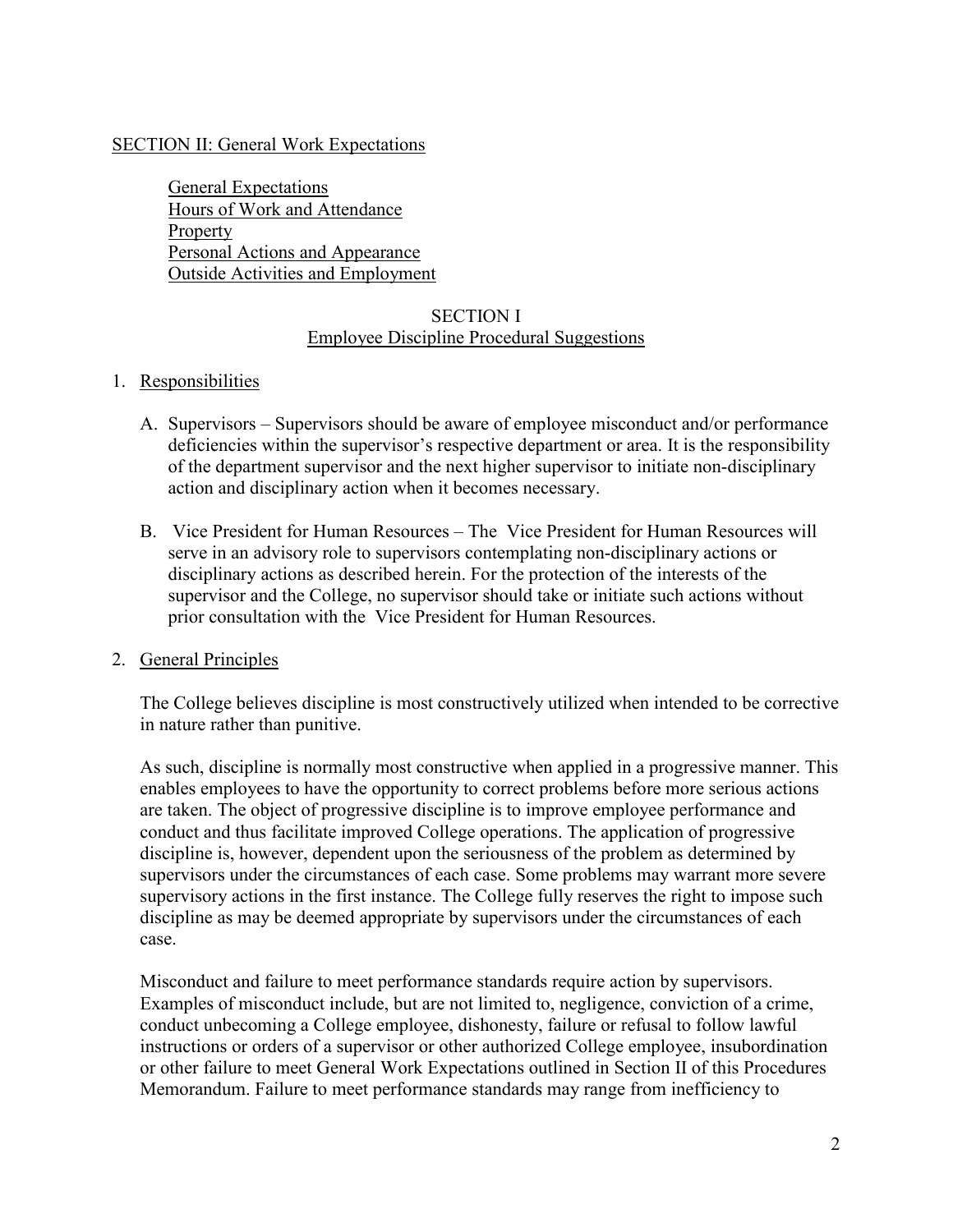SECTION II: General Work Expectations

General Expectations
Hours of Work and Attendance
Property
Personal Actions and Appearance
Outside Activities and Employment

## SECTION I
## Employee Discipline Procedural Suggestions

1. Responsibilities

   A. Supervisors – Supervisors should be aware of employee misconduct and/or performance deficiencies within the supervisor's respective department or area. It is the responsibility of the department supervisor and the next higher supervisor to initiate non-disciplinary action and disciplinary action when it becomes necessary.

   B. Vice President for Human Resources – The Vice President for Human Resources will serve in an advisory role to supervisors contemplating non-disciplinary actions or disciplinary actions as described herein. For the protection of the interests of the supervisor and the College, no supervisor should take or initiate such actions without prior consultation with the Vice President for Human Resources.

2. General Principles

   The College believes discipline is most constructively utilized when intended to be corrective in nature rather than punitive.

   As such, discipline is normally most constructive when applied in a progressive manner. This enables employees to have the opportunity to correct problems before more serious actions are taken. The object of progressive discipline is to improve employee performance and conduct and thus facilitate improved College operations. The application of progressive discipline is, however, dependent upon the seriousness of the problem as determined by supervisors under the circumstances of each case. Some problems may warrant more severe supervisory actions in the first instance. The College fully reserves the right to impose such discipline as may be deemed appropriate by supervisors under the circumstances of each case.

   Misconduct and failure to meet performance standards require action by supervisors. Examples of misconduct include, but are not limited to, negligence, conviction of a crime, conduct unbecoming a College employee, dishonesty, failure or refusal to follow lawful instructions or orders of a supervisor or other authorized College employee, insubordination or other failure to meet General Work Expectations outlined in Section II of this Procedures Memorandum. Failure to meet performance standards may range from inefficiency to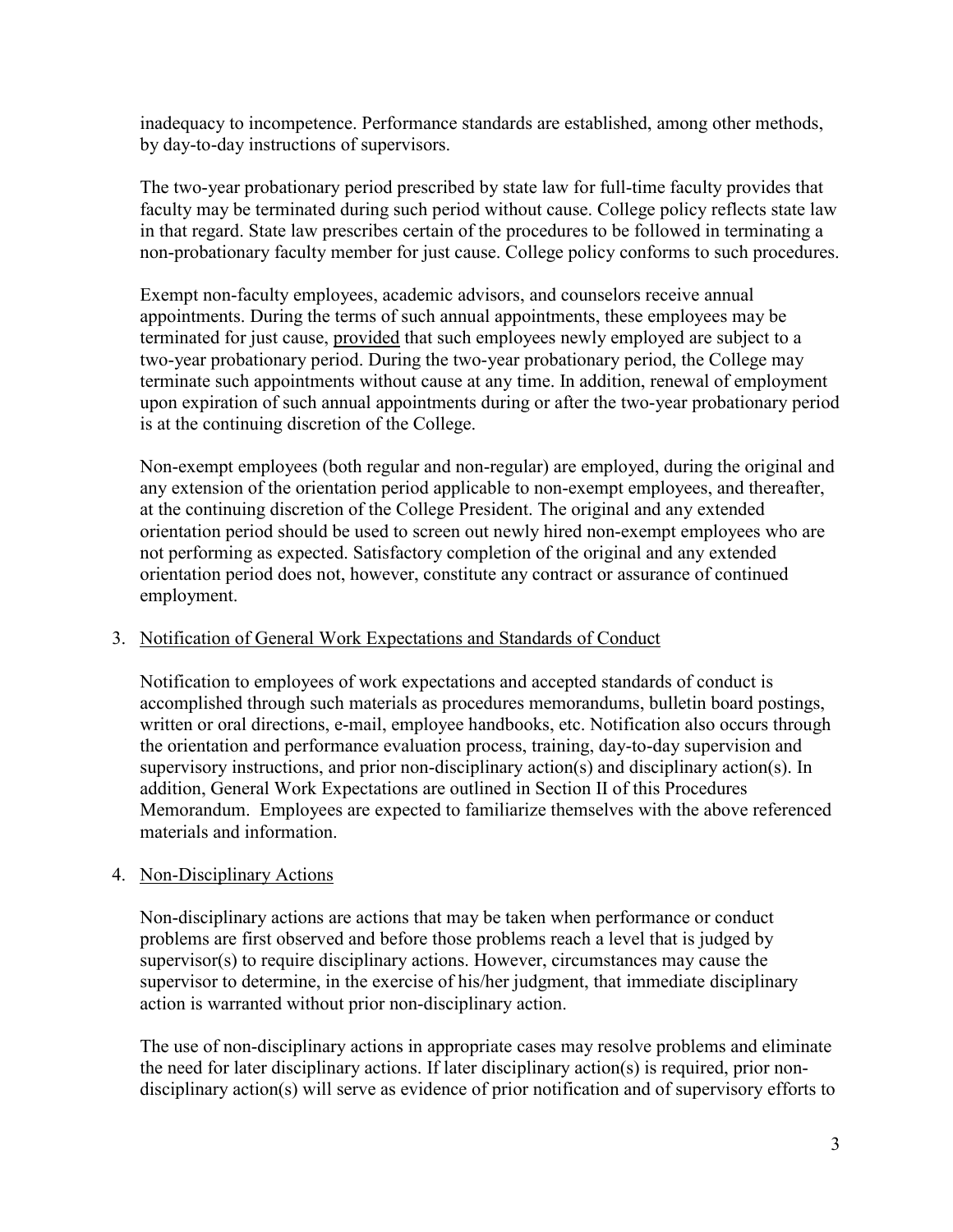inadequacy to incompetence. Performance standards are established, among other methods, by day-to-day instructions of supervisors.

The two-year probationary period prescribed by state law for full-time faculty provides that faculty may be terminated during such period without cause. College policy reflects state law in that regard. State law prescribes certain of the procedures to be followed in terminating a non-probationary faculty member for just cause. College policy conforms to such procedures.

Exempt non-faculty employees, academic advisors, and counselors receive annual appointments. During the terms of such annual appointments, these employees may be terminated for just cause, <u>provided</u> that such employees newly employed are subject to a two-year probationary period. During the two-year probationary period, the College may terminate such appointments without cause at any time. In addition, renewal of employment upon expiration of such annual appointments during or after the two-year probationary period is at the continuing discretion of the College.

Non-exempt employees (both regular and non-regular) are employed, during the original and any extension of the orientation period applicable to non-exempt employees, and thereafter, at the continuing discretion of the College President. The original and any extended orientation period should be used to screen out newly hired non-exempt employees who are not performing as expected. Satisfactory completion of the original and any extended orientation period does not, however, constitute any contract or assurance of continued employment.

3. <u>Notification of General Work Expectations and Standards of Conduct</u>

   Notification to employees of work expectations and accepted standards of conduct is accomplished through such materials as procedures memorandums, bulletin board postings, written or oral directions, e-mail, employee handbooks, etc. Notification also occurs through the orientation and performance evaluation process, training, day-to-day supervision and supervisory instructions, and prior non-disciplinary action(s) and disciplinary action(s). In addition, General Work Expectations are outlined in Section II of this Procedures Memorandum. Employees are expected to familiarize themselves with the above referenced materials and information.

4. <u>Non-Disciplinary Actions</u>

   Non-disciplinary actions are actions that may be taken when performance or conduct problems are first observed and before those problems reach a level that is judged by supervisor(s) to require disciplinary actions. However, circumstances may cause the supervisor to determine, in the exercise of his/her judgment, that immediate disciplinary action is warranted without prior non-disciplinary action.

   The use of non-disciplinary actions in appropriate cases may resolve problems and eliminate the need for later disciplinary actions. If later disciplinary action(s) is required, prior non-disciplinary action(s) will serve as evidence of prior notification and of supervisory efforts to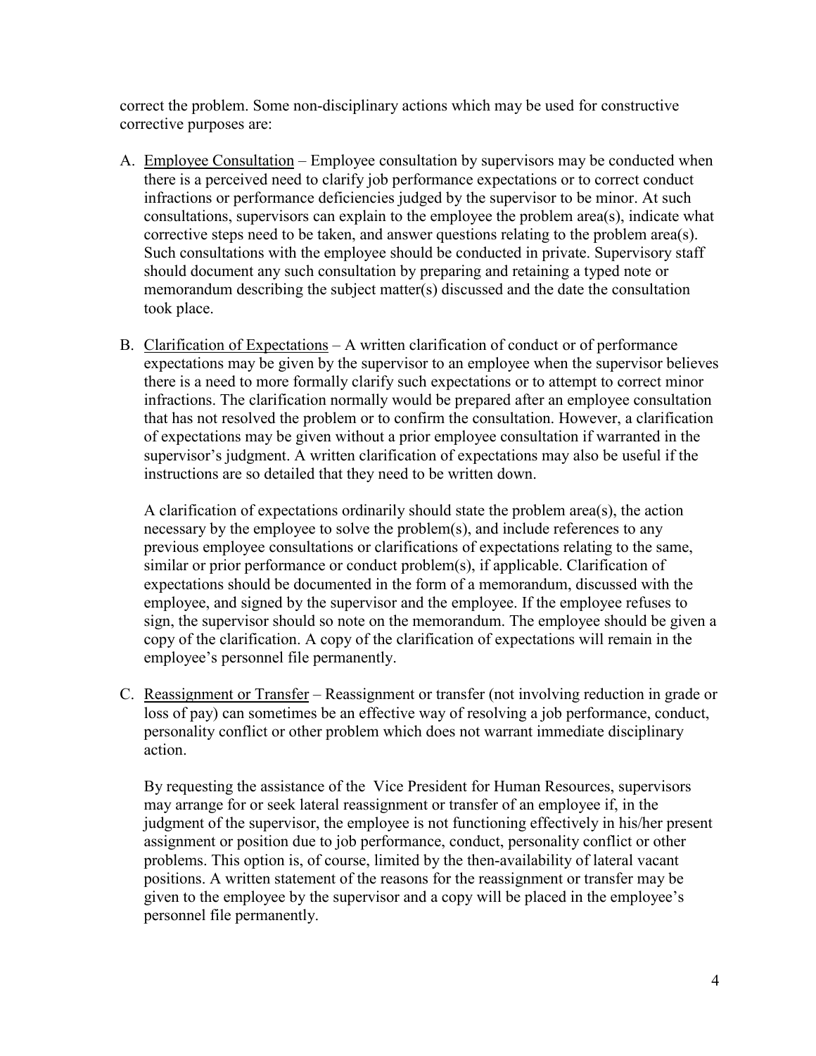correct the problem. Some non-disciplinary actions which may be used for constructive corrective purposes are:

A. Employee Consultation – Employee consultation by supervisors may be conducted when there is a perceived need to clarify job performance expectations or to correct conduct infractions or performance deficiencies judged by the supervisor to be minor. At such consultations, supervisors can explain to the employee the problem area(s), indicate what corrective steps need to be taken, and answer questions relating to the problem area(s). Such consultations with the employee should be conducted in private. Supervisory staff should document any such consultation by preparing and retaining a typed note or memorandum describing the subject matter(s) discussed and the date the consultation took place.

B. Clarification of Expectations – A written clarification of conduct or of performance expectations may be given by the supervisor to an employee when the supervisor believes there is a need to more formally clarify such expectations or to attempt to correct minor infractions. The clarification normally would be prepared after an employee consultation that has not resolved the problem or to confirm the consultation. However, a clarification of expectations may be given without a prior employee consultation if warranted in the supervisor's judgment. A written clarification of expectations may also be useful if the instructions are so detailed that they need to be written down.

   A clarification of expectations ordinarily should state the problem area(s), the action necessary by the employee to solve the problem(s), and include references to any previous employee consultations or clarifications of expectations relating to the same, similar or prior performance or conduct problem(s), if applicable. Clarification of expectations should be documented in the form of a memorandum, discussed with the employee, and signed by the supervisor and the employee. If the employee refuses to sign, the supervisor should so note on the memorandum. The employee should be given a copy of the clarification. A copy of the clarification of expectations will remain in the employee's personnel file permanently.

C. Reassignment or Transfer – Reassignment or transfer (not involving reduction in grade or loss of pay) can sometimes be an effective way of resolving a job performance, conduct, personality conflict or other problem which does not warrant immediate disciplinary action.

   By requesting the assistance of the Vice President for Human Resources, supervisors may arrange for or seek lateral reassignment or transfer of an employee if, in the judgment of the supervisor, the employee is not functioning effectively in his/her present assignment or position due to job performance, conduct, personality conflict or other problems. This option is, of course, limited by the then-availability of lateral vacant positions. A written statement of the reasons for the reassignment or transfer may be given to the employee by the supervisor and a copy will be placed in the employee's personnel file permanently.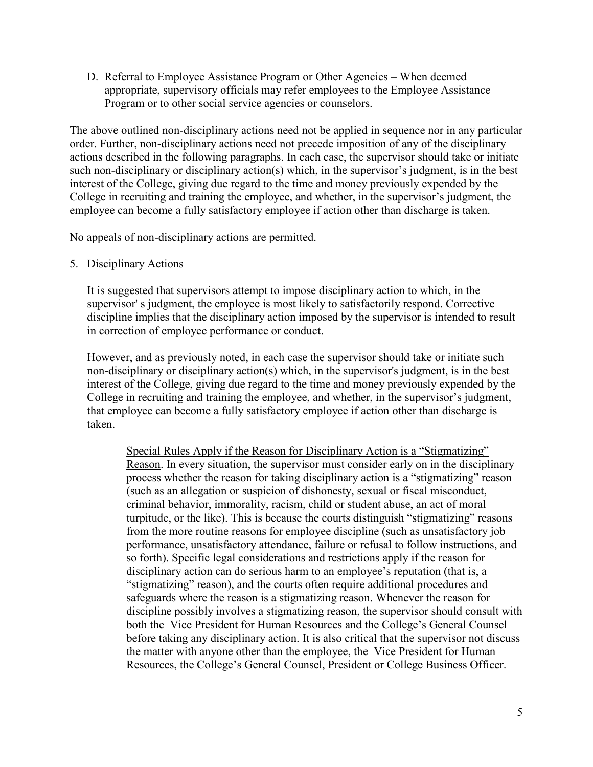D. Referral to Employee Assistance Program or Other Agencies – When deemed appropriate, supervisory officials may refer employees to the Employee Assistance Program or to other social service agencies or counselors.

The above outlined non-disciplinary actions need not be applied in sequence nor in any particular order. Further, non-disciplinary actions need not precede imposition of any of the disciplinary actions described in the following paragraphs. In each case, the supervisor should take or initiate such non-disciplinary or disciplinary action(s) which, in the supervisor's judgment, is in the best interest of the College, giving due regard to the time and money previously expended by the College in recruiting and training the employee, and whether, in the supervisor's judgment, the employee can become a fully satisfactory employee if action other than discharge is taken.

No appeals of non-disciplinary actions are permitted.

5. Disciplinary Actions

It is suggested that supervisors attempt to impose disciplinary action to which, in the supervisor' s judgment, the employee is most likely to satisfactorily respond. Corrective discipline implies that the disciplinary action imposed by the supervisor is intended to result in correction of employee performance or conduct.

However, and as previously noted, in each case the supervisor should take or initiate such non-disciplinary or disciplinary action(s) which, in the supervisor's judgment, is in the best interest of the College, giving due regard to the time and money previously expended by the College in recruiting and training the employee, and whether, in the supervisor's judgment, that employee can become a fully satisfactory employee if action other than discharge is taken.

Special Rules Apply if the Reason for Disciplinary Action is a "Stigmatizing" Reason. In every situation, the supervisor must consider early on in the disciplinary process whether the reason for taking disciplinary action is a "stigmatizing" reason (such as an allegation or suspicion of dishonesty, sexual or fiscal misconduct, criminal behavior, immorality, racism, child or student abuse, an act of moral turpitude, or the like). This is because the courts distinguish "stigmatizing" reasons from the more routine reasons for employee discipline (such as unsatisfactory job performance, unsatisfactory attendance, failure or refusal to follow instructions, and so forth). Specific legal considerations and restrictions apply if the reason for disciplinary action can do serious harm to an employee's reputation (that is, a "stigmatizing" reason), and the courts often require additional procedures and safeguards where the reason is a stigmatizing reason. Whenever the reason for discipline possibly involves a stigmatizing reason, the supervisor should consult with both the Vice President for Human Resources and the College's General Counsel before taking any disciplinary action. It is also critical that the supervisor not discuss the matter with anyone other than the employee, the Vice President for Human Resources, the College's General Counsel, President or College Business Officer.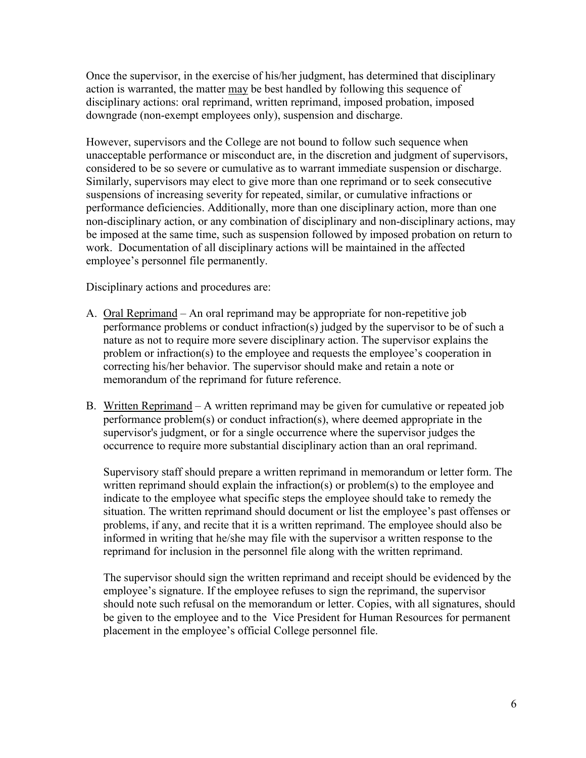Once the supervisor, in the exercise of his/her judgment, has determined that disciplinary action is warranted, the matter <u>may</u> be best handled by following this sequence of disciplinary actions: oral reprimand, written reprimand, imposed probation, imposed downgrade (non-exempt employees only), suspension and discharge.

However, supervisors and the College are not bound to follow such sequence when unacceptable performance or misconduct are, in the discretion and judgment of supervisors, considered to be so severe or cumulative as to warrant immediate suspension or discharge. Similarly, supervisors may elect to give more than one reprimand or to seek consecutive suspensions of increasing severity for repeated, similar, or cumulative infractions or performance deficiencies. Additionally, more than one disciplinary action, more than one non-disciplinary action, or any combination of disciplinary and non-disciplinary actions, may be imposed at the same time, such as suspension followed by imposed probation on return to work. Documentation of all disciplinary actions will be maintained in the affected employee's personnel file permanently.

Disciplinary actions and procedures are:

A. <u>Oral Reprimand</u> – An oral reprimand may be appropriate for non-repetitive job performance problems or conduct infraction(s) judged by the supervisor to be of such a nature as not to require more severe disciplinary action. The supervisor explains the problem or infraction(s) to the employee and requests the employee's cooperation in correcting his/her behavior. The supervisor should make and retain a note or memorandum of the reprimand for future reference.

B. <u>Written Reprimand</u> – A written reprimand may be given for cumulative or repeated job performance problem(s) or conduct infraction(s), where deemed appropriate in the supervisor's judgment, or for a single occurrence where the supervisor judges the occurrence to require more substantial disciplinary action than an oral reprimand.

   Supervisory staff should prepare a written reprimand in memorandum or letter form. The written reprimand should explain the infraction(s) or problem(s) to the employee and indicate to the employee what specific steps the employee should take to remedy the situation. The written reprimand should document or list the employee's past offenses or problems, if any, and recite that it is a written reprimand. The employee should also be informed in writing that he/she may file with the supervisor a written response to the reprimand for inclusion in the personnel file along with the written reprimand.

   The supervisor should sign the written reprimand and receipt should be evidenced by the employee's signature. If the employee refuses to sign the reprimand, the supervisor should note such refusal on the memorandum or letter. Copies, with all signatures, should be given to the employee and to the Vice President for Human Resources for permanent placement in the employee's official College personnel file.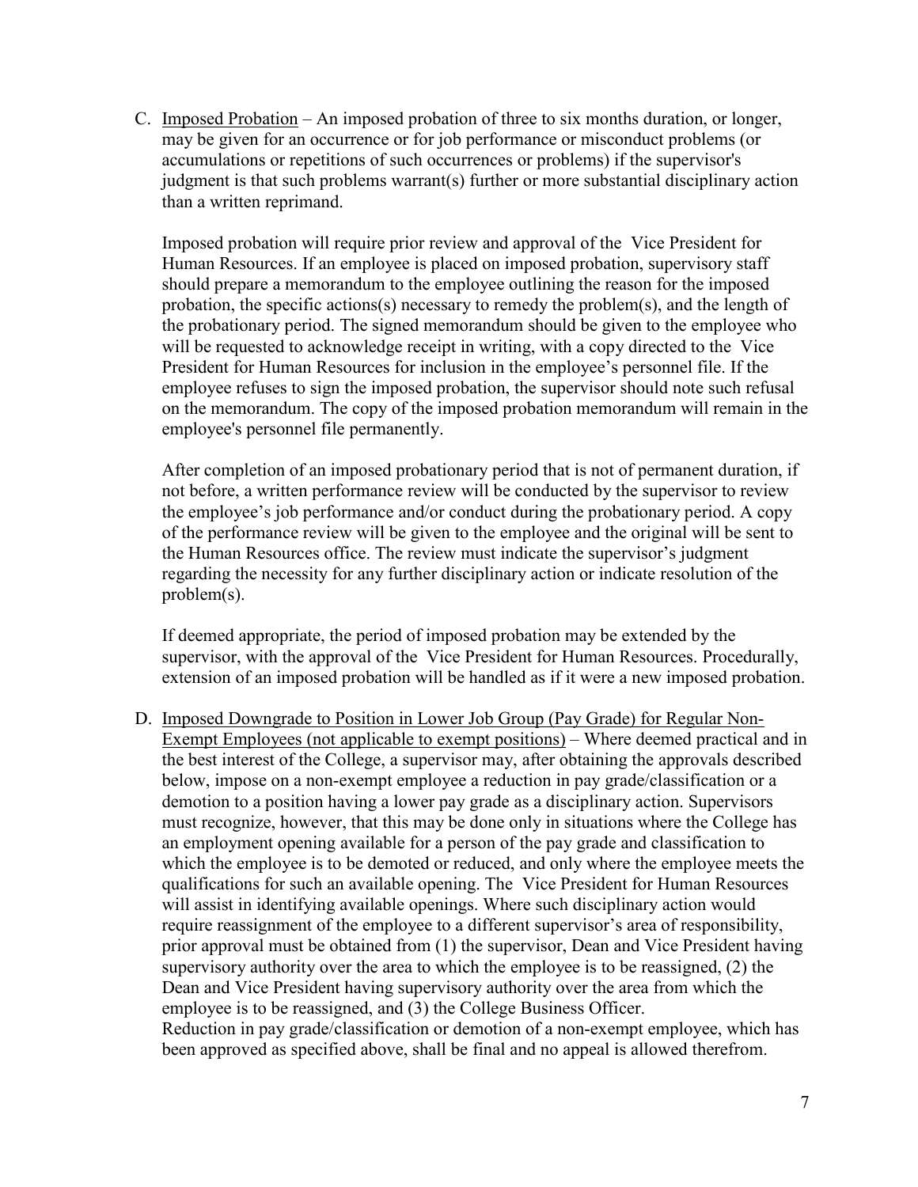C. <u>Imposed Probation</u> – An imposed probation of three to six months duration, or longer, may be given for an occurrence or for job performance or misconduct problems (or accumulations or repetitions of such occurrences or problems) if the supervisor's judgment is that such problems warrant(s) further or more substantial disciplinary action than a written reprimand.

   Imposed probation will require prior review and approval of the Vice President for Human Resources. If an employee is placed on imposed probation, supervisory staff should prepare a memorandum to the employee outlining the reason for the imposed probation, the specific actions(s) necessary to remedy the problem(s), and the length of the probationary period. The signed memorandum should be given to the employee who will be requested to acknowledge receipt in writing, with a copy directed to the Vice President for Human Resources for inclusion in the employee's personnel file. If the employee refuses to sign the imposed probation, the supervisor should note such refusal on the memorandum. The copy of the imposed probation memorandum will remain in the employee's personnel file permanently.

   After completion of an imposed probationary period that is not of permanent duration, if not before, a written performance review will be conducted by the supervisor to review the employee's job performance and/or conduct during the probationary period. A copy of the performance review will be given to the employee and the original will be sent to the Human Resources office. The review must indicate the supervisor's judgment regarding the necessity for any further disciplinary action or indicate resolution of the problem(s).

   If deemed appropriate, the period of imposed probation may be extended by the supervisor, with the approval of the Vice President for Human Resources. Procedurally, extension of an imposed probation will be handled as if it were a new imposed probation.

D. <u>Imposed Downgrade to Position in Lower Job Group (Pay Grade) for Regular Non-Exempt Employees (not applicable to exempt positions)</u> – Where deemed practical and in the best interest of the College, a supervisor may, after obtaining the approvals described below, impose on a non-exempt employee a reduction in pay grade/classification or a demotion to a position having a lower pay grade as a disciplinary action. Supervisors must recognize, however, that this may be done only in situations where the College has an employment opening available for a person of the pay grade and classification to which the employee is to be demoted or reduced, and only where the employee meets the qualifications for such an available opening. The Vice President for Human Resources will assist in identifying available openings. Where such disciplinary action would require reassignment of the employee to a different supervisor's area of responsibility, prior approval must be obtained from (1) the supervisor, Dean and Vice President having supervisory authority over the area to which the employee is to be reassigned, (2) the Dean and Vice President having supervisory authority over the area from which the employee is to be reassigned, and (3) the College Business Officer.
   Reduction in pay grade/classification or demotion of a non-exempt employee, which has been approved as specified above, shall be final and no appeal is allowed therefrom.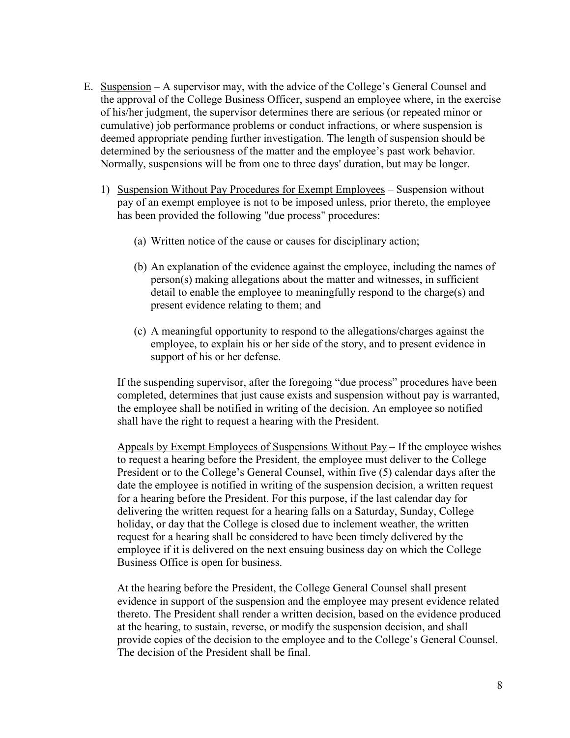E. <u>Suspension</u> – A supervisor may, with the advice of the College's General Counsel and the approval of the College Business Officer, suspend an employee where, in the exercise of his/her judgment, the supervisor determines there are serious (or repeated minor or cumulative) job performance problems or conduct infractions, or where suspension is deemed appropriate pending further investigation. The length of suspension should be determined by the seriousness of the matter and the employee's past work behavior. Normally, suspensions will be from one to three days' duration, but may be longer.

   1) <u>Suspension Without Pay Procedures for Exempt Employees</u> – Suspension without pay of an exempt employee is not to be imposed unless, prior thereto, the employee has been provided the following "due process" procedures:

      (a) Written notice of the cause or causes for disciplinary action;

      (b) An explanation of the evidence against the employee, including the names of person(s) making allegations about the matter and witnesses, in sufficient detail to enable the employee to meaningfully respond to the charge(s) and present evidence relating to them; and

      (c) A meaningful opportunity to respond to the allegations/charges against the employee, to explain his or her side of the story, and to present evidence in support of his or her defense.

   If the suspending supervisor, after the foregoing "due process" procedures have been completed, determines that just cause exists and suspension without pay is warranted, the employee shall be notified in writing of the decision. An employee so notified shall have the right to request a hearing with the President.

   <u>Appeals by Exempt Employees of Suspensions Without Pay</u> – If the employee wishes to request a hearing before the President, the employee must deliver to the College President or to the College's General Counsel, within five (5) calendar days after the date the employee is notified in writing of the suspension decision, a written request for a hearing before the President. For this purpose, if the last calendar day for delivering the written request for a hearing falls on a Saturday, Sunday, College holiday, or day that the College is closed due to inclement weather, the written request for a hearing shall be considered to have been timely delivered by the employee if it is delivered on the next ensuing business day on which the College Business Office is open for business.

   At the hearing before the President, the College General Counsel shall present evidence in support of the suspension and the employee may present evidence related thereto. The President shall render a written decision, based on the evidence produced at the hearing, to sustain, reverse, or modify the suspension decision, and shall provide copies of the decision to the employee and to the College's General Counsel. The decision of the President shall be final.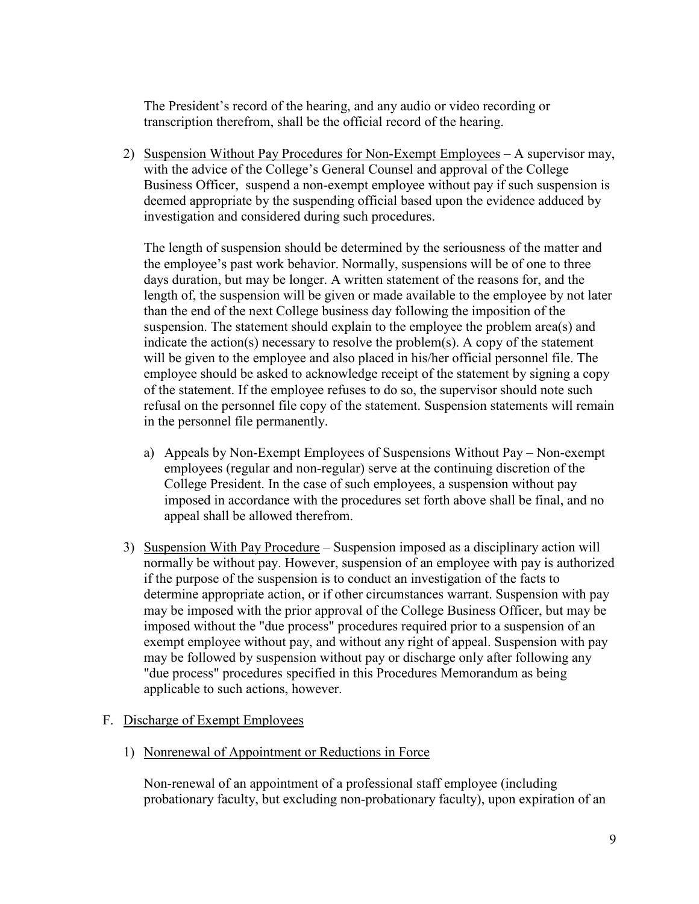The President's record of the hearing, and any audio or video recording or transcription therefrom, shall be the official record of the hearing.

2) Suspension Without Pay Procedures for Non-Exempt Employees – A supervisor may, with the advice of the College's General Counsel and approval of the College Business Officer, suspend a non-exempt employee without pay if such suspension is deemed appropriate by the suspending official based upon the evidence adduced by investigation and considered during such procedures.

   The length of suspension should be determined by the seriousness of the matter and the employee's past work behavior. Normally, suspensions will be of one to three days duration, but may be longer. A written statement of the reasons for, and the length of, the suspension will be given or made available to the employee by not later than the end of the next College business day following the imposition of the suspension. The statement should explain to the employee the problem area(s) and indicate the action(s) necessary to resolve the problem(s). A copy of the statement will be given to the employee and also placed in his/her official personnel file. The employee should be asked to acknowledge receipt of the statement by signing a copy of the statement. If the employee refuses to do so, the supervisor should note such refusal on the personnel file copy of the statement. Suspension statements will remain in the personnel file permanently.

   a) Appeals by Non-Exempt Employees of Suspensions Without Pay – Non-exempt employees (regular and non-regular) serve at the continuing discretion of the College President. In the case of such employees, a suspension without pay imposed in accordance with the procedures set forth above shall be final, and no appeal shall be allowed therefrom.

3) Suspension With Pay Procedure – Suspension imposed as a disciplinary action will normally be without pay. However, suspension of an employee with pay is authorized if the purpose of the suspension is to conduct an investigation of the facts to determine appropriate action, or if other circumstances warrant. Suspension with pay may be imposed with the prior approval of the College Business Officer, but may be imposed without the "due process" procedures required prior to a suspension of an exempt employee without pay, and without any right of appeal. Suspension with pay may be followed by suspension without pay or discharge only after following any "due process" procedures specified in this Procedures Memorandum as being applicable to such actions, however.

F. Discharge of Exempt Employees

1) Nonrenewal of Appointment or Reductions in Force

   Non-renewal of an appointment of a professional staff employee (including probationary faculty, but excluding non-probationary faculty), upon expiration of an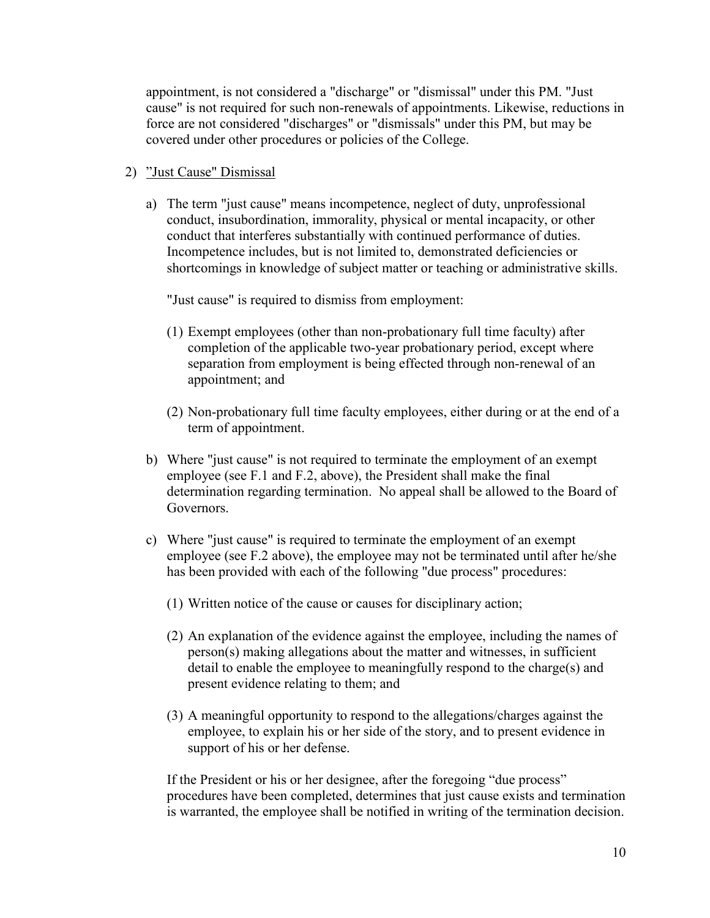appointment, is not considered a "discharge" or "dismissal" under this PM. "Just cause" is not required for such non-renewals of appointments. Likewise, reductions in force are not considered "discharges" or "dismissals" under this PM, but may be covered under other procedures or policies of the College.

2) <u>"Just Cause" Dismissal</u>

   a) The term "just cause" means incompetence, neglect of duty, unprofessional conduct, insubordination, immorality, physical or mental incapacity, or other conduct that interferes substantially with continued performance of duties. Incompetence includes, but is not limited to, demonstrated deficiencies or shortcomings in knowledge of subject matter or teaching or administrative skills.

      "Just cause" is required to dismiss from employment:

      (1) Exempt employees (other than non-probationary full time faculty) after completion of the applicable two-year probationary period, except where separation from employment is being effected through non-renewal of an appointment; and

      (2) Non-probationary full time faculty employees, either during or at the end of a term of appointment.

   b) Where "just cause" is not required to terminate the employment of an exempt employee (see F.1 and F.2, above), the President shall make the final determination regarding termination. No appeal shall be allowed to the Board of Governors.

   c) Where "just cause" is required to terminate the employment of an exempt employee (see F.2 above), the employee may not be terminated until after he/she has been provided with each of the following "due process" procedures:

      (1) Written notice of the cause or causes for disciplinary action;

      (2) An explanation of the evidence against the employee, including the names of person(s) making allegations about the matter and witnesses, in sufficient detail to enable the employee to meaningfully respond to the charge(s) and present evidence relating to them; and

      (3) A meaningful opportunity to respond to the allegations/charges against the employee, to explain his or her side of the story, and to present evidence in support of his or her defense.

      If the President or his or her designee, after the foregoing "due process" procedures have been completed, determines that just cause exists and termination is warranted, the employee shall be notified in writing of the termination decision.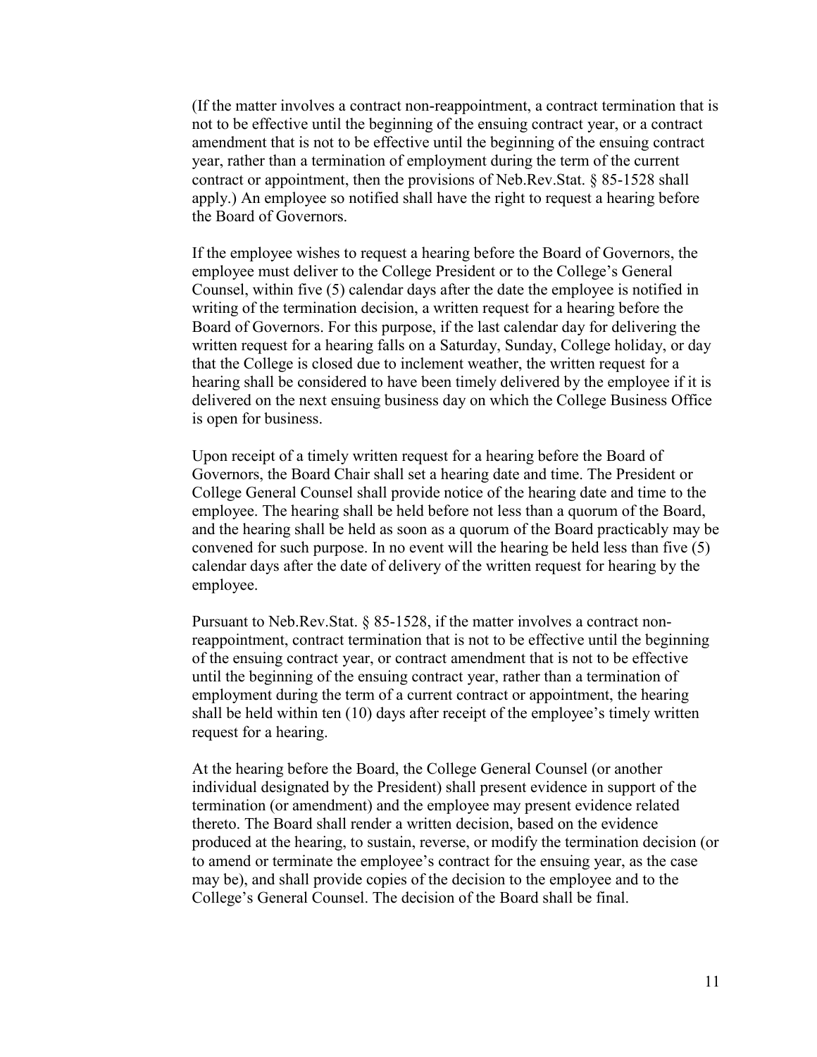(If the matter involves a contract non-reappointment, a contract termination that is not to be effective until the beginning of the ensuing contract year, or a contract amendment that is not to be effective until the beginning of the ensuing contract year, rather than a termination of employment during the term of the current contract or appointment, then the provisions of Neb.Rev.Stat. § 85-1528 shall apply.) An employee so notified shall have the right to request a hearing before the Board of Governors.

If the employee wishes to request a hearing before the Board of Governors, the employee must deliver to the College President or to the College's General Counsel, within five (5) calendar days after the date the employee is notified in writing of the termination decision, a written request for a hearing before the Board of Governors. For this purpose, if the last calendar day for delivering the written request for a hearing falls on a Saturday, Sunday, College holiday, or day that the College is closed due to inclement weather, the written request for a hearing shall be considered to have been timely delivered by the employee if it is delivered on the next ensuing business day on which the College Business Office is open for business.

Upon receipt of a timely written request for a hearing before the Board of Governors, the Board Chair shall set a hearing date and time. The President or College General Counsel shall provide notice of the hearing date and time to the employee. The hearing shall be held before not less than a quorum of the Board, and the hearing shall be held as soon as a quorum of the Board practicably may be convened for such purpose. In no event will the hearing be held less than five (5) calendar days after the date of delivery of the written request for hearing by the employee.

Pursuant to Neb.Rev.Stat. § 85-1528, if the matter involves a contract non-reappointment, contract termination that is not to be effective until the beginning of the ensuing contract year, or contract amendment that is not to be effective until the beginning of the ensuing contract year, rather than a termination of employment during the term of a current contract or appointment, the hearing shall be held within ten (10) days after receipt of the employee's timely written request for a hearing.

At the hearing before the Board, the College General Counsel (or another individual designated by the President) shall present evidence in support of the termination (or amendment) and the employee may present evidence related thereto. The Board shall render a written decision, based on the evidence produced at the hearing, to sustain, reverse, or modify the termination decision (or to amend or terminate the employee's contract for the ensuing year, as the case may be), and shall provide copies of the decision to the employee and to the College's General Counsel. The decision of the Board shall be final.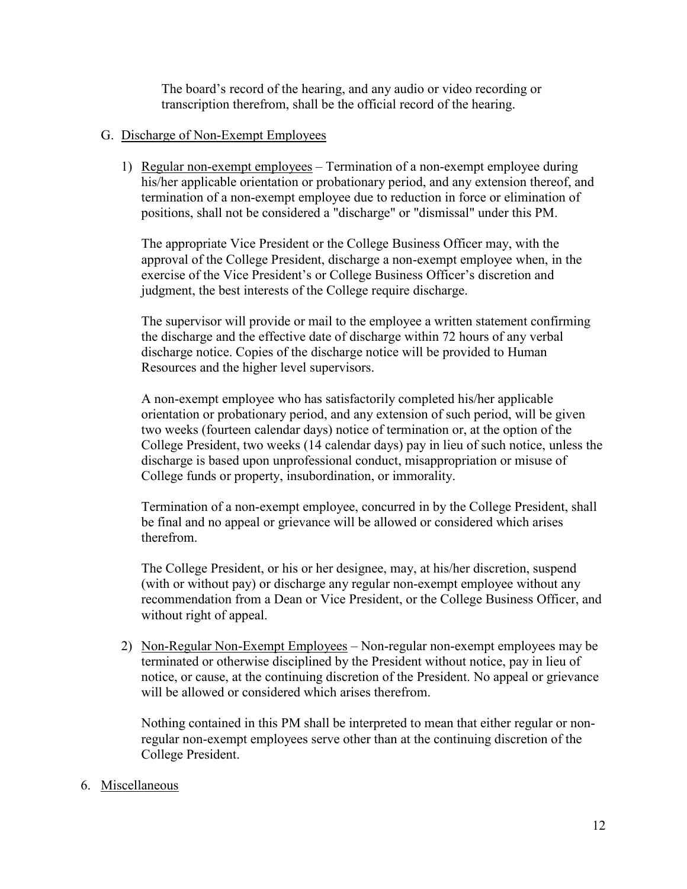The board's record of the hearing, and any audio or video recording or transcription therefrom, shall be the official record of the hearing.

G. <u>Discharge of Non-Exempt Employees</u>

1) <u>Regular non-exempt employees</u> – Termination of a non-exempt employee during his/her applicable orientation or probationary period, and any extension thereof, and termination of a non-exempt employee due to reduction in force or elimination of positions, shall not be considered a "discharge" or "dismissal" under this PM.

   The appropriate Vice President or the College Business Officer may, with the approval of the College President, discharge a non-exempt employee when, in the exercise of the Vice President's or College Business Officer's discretion and judgment, the best interests of the College require discharge.

   The supervisor will provide or mail to the employee a written statement confirming the discharge and the effective date of discharge within 72 hours of any verbal discharge notice. Copies of the discharge notice will be provided to Human Resources and the higher level supervisors.

   A non-exempt employee who has satisfactorily completed his/her applicable orientation or probationary period, and any extension of such period, will be given two weeks (fourteen calendar days) notice of termination or, at the option of the College President, two weeks (14 calendar days) pay in lieu of such notice, unless the discharge is based upon unprofessional conduct, misappropriation or misuse of College funds or property, insubordination, or immorality.

   Termination of a non-exempt employee, concurred in by the College President, shall be final and no appeal or grievance will be allowed or considered which arises therefrom.

   The College President, or his or her designee, may, at his/her discretion, suspend (with or without pay) or discharge any regular non-exempt employee without any recommendation from a Dean or Vice President, or the College Business Officer, and without right of appeal.

2) <u>Non-Regular Non-Exempt Employees</u> – Non-regular non-exempt employees may be terminated or otherwise disciplined by the President without notice, pay in lieu of notice, or cause, at the continuing discretion of the President. No appeal or grievance will be allowed or considered which arises therefrom.

   Nothing contained in this PM shall be interpreted to mean that either regular or non-regular non-exempt employees serve other than at the continuing discretion of the College President.

6. <u>Miscellaneous</u>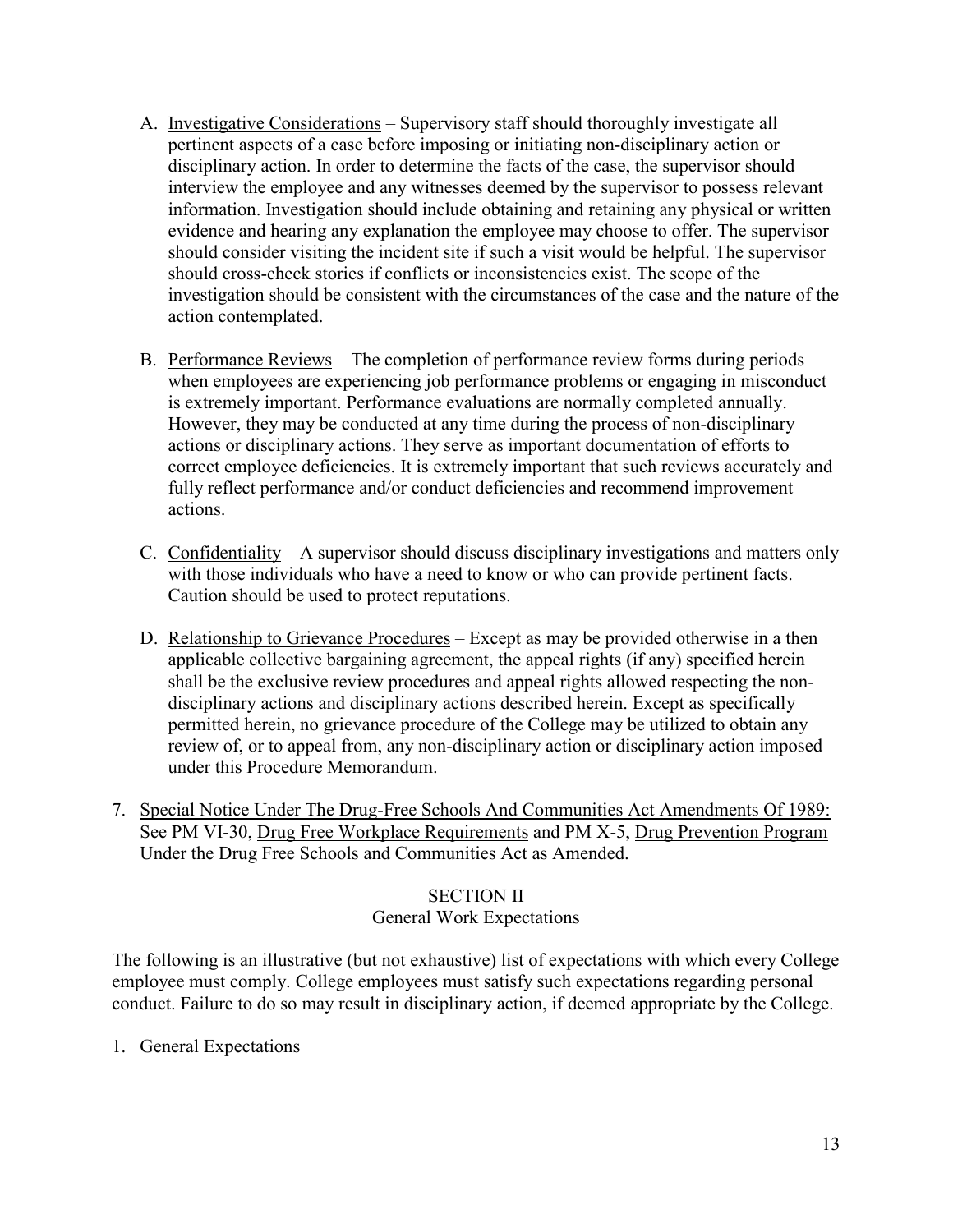A. Investigative Considerations – Supervisory staff should thoroughly investigate all pertinent aspects of a case before imposing or initiating non-disciplinary action or disciplinary action. In order to determine the facts of the case, the supervisor should interview the employee and any witnesses deemed by the supervisor to possess relevant information. Investigation should include obtaining and retaining any physical or written evidence and hearing any explanation the employee may choose to offer. The supervisor should consider visiting the incident site if such a visit would be helpful. The supervisor should cross-check stories if conflicts or inconsistencies exist. The scope of the investigation should be consistent with the circumstances of the case and the nature of the action contemplated.

B. Performance Reviews – The completion of performance review forms during periods when employees are experiencing job performance problems or engaging in misconduct is extremely important. Performance evaluations are normally completed annually. However, they may be conducted at any time during the process of non-disciplinary actions or disciplinary actions. They serve as important documentation of efforts to correct employee deficiencies. It is extremely important that such reviews accurately and fully reflect performance and/or conduct deficiencies and recommend improvement actions.

C. Confidentiality – A supervisor should discuss disciplinary investigations and matters only with those individuals who have a need to know or who can provide pertinent facts. Caution should be used to protect reputations.

D. Relationship to Grievance Procedures – Except as may be provided otherwise in a then applicable collective bargaining agreement, the appeal rights (if any) specified herein shall be the exclusive review procedures and appeal rights allowed respecting the non-disciplinary actions and disciplinary actions described herein. Except as specifically permitted herein, no grievance procedure of the College may be utilized to obtain any review of, or to appeal from, any non-disciplinary action or disciplinary action imposed under this Procedure Memorandum.

7. Special Notice Under The Drug-Free Schools And Communities Act Amendments Of 1989: See PM VI-30, Drug Free Workplace Requirements and PM X-5, Drug Prevention Program Under the Drug Free Schools and Communities Act as Amended.

## SECTION II
## General Work Expectations

The following is an illustrative (but not exhaustive) list of expectations with which every College employee must comply. College employees must satisfy such expectations regarding personal conduct. Failure to do so may result in disciplinary action, if deemed appropriate by the College.

1. General Expectations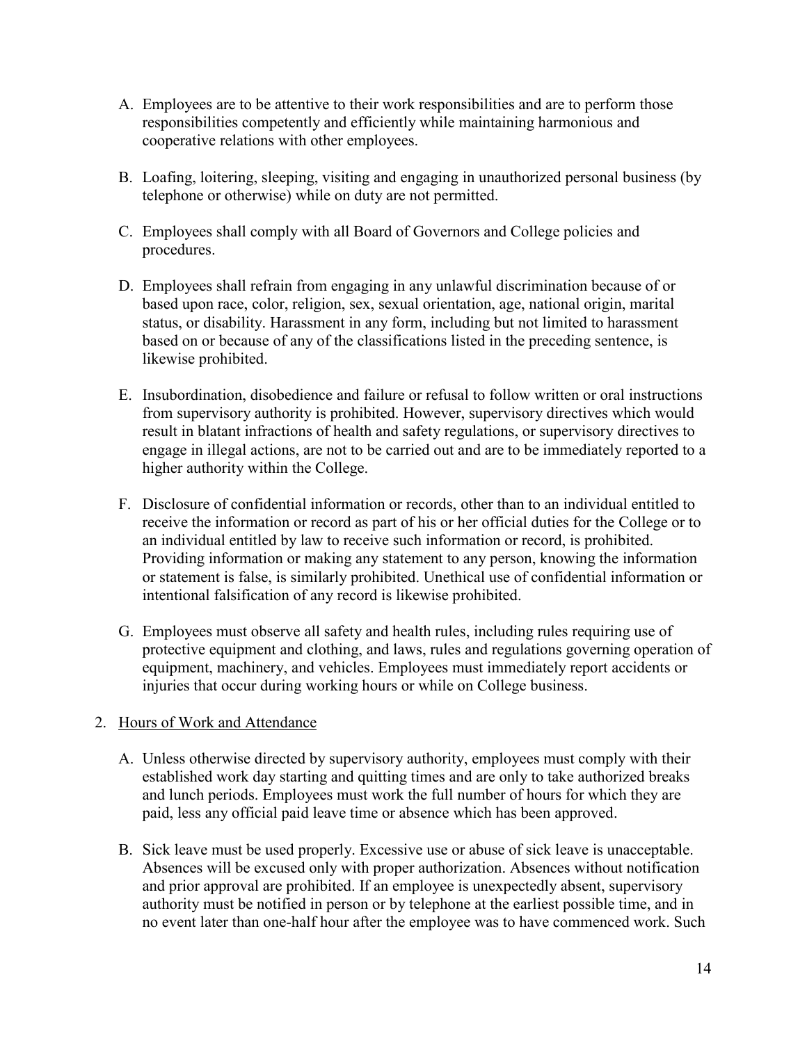A. Employees are to be attentive to their work responsibilities and are to perform those responsibilities competently and efficiently while maintaining harmonious and cooperative relations with other employees.

B. Loafing, loitering, sleeping, visiting and engaging in unauthorized personal business (by telephone or otherwise) while on duty are not permitted.

C. Employees shall comply with all Board of Governors and College policies and procedures.

D. Employees shall refrain from engaging in any unlawful discrimination because of or based upon race, color, religion, sex, sexual orientation, age, national origin, marital status, or disability. Harassment in any form, including but not limited to harassment based on or because of any of the classifications listed in the preceding sentence, is likewise prohibited.

E. Insubordination, disobedience and failure or refusal to follow written or oral instructions from supervisory authority is prohibited. However, supervisory directives which would result in blatant infractions of health and safety regulations, or supervisory directives to engage in illegal actions, are not to be carried out and are to be immediately reported to a higher authority within the College.

F. Disclosure of confidential information or records, other than to an individual entitled to receive the information or record as part of his or her official duties for the College or to an individual entitled by law to receive such information or record, is prohibited. Providing information or making any statement to any person, knowing the information or statement is false, is similarly prohibited. Unethical use of confidential information or intentional falsification of any record is likewise prohibited.

G. Employees must observe all safety and health rules, including rules requiring use of protective equipment and clothing, and laws, rules and regulations governing operation of equipment, machinery, and vehicles. Employees must immediately report accidents or injuries that occur during working hours or while on College business.

2. <u>Hours of Work and Attendance</u>

A. Unless otherwise directed by supervisory authority, employees must comply with their established work day starting and quitting times and are only to take authorized breaks and lunch periods. Employees must work the full number of hours for which they are paid, less any official paid leave time or absence which has been approved.

B. Sick leave must be used properly. Excessive use or abuse of sick leave is unacceptable. Absences will be excused only with proper authorization. Absences without notification and prior approval are prohibited. If an employee is unexpectedly absent, supervisory authority must be notified in person or by telephone at the earliest possible time, and in no event later than one-half hour after the employee was to have commenced work. Such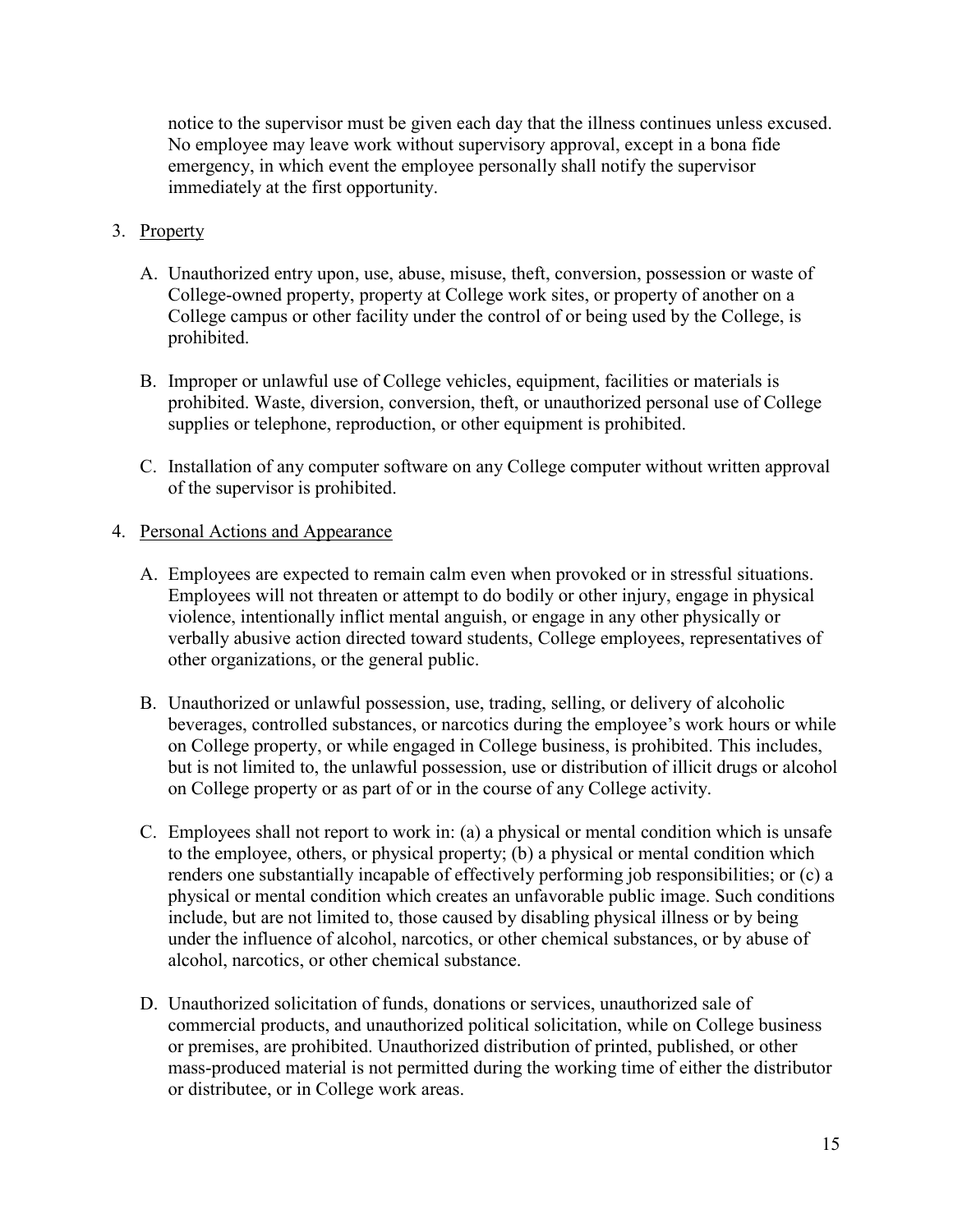notice to the supervisor must be given each day that the illness continues unless excused. No employee may leave work without supervisory approval, except in a bona fide emergency, in which event the employee personally shall notify the supervisor immediately at the first opportunity.

3. Property

   A. Unauthorized entry upon, use, abuse, misuse, theft, conversion, possession or waste of College-owned property, property at College work sites, or property of another on a College campus or other facility under the control of or being used by the College, is prohibited.

   B. Improper or unlawful use of College vehicles, equipment, facilities or materials is prohibited. Waste, diversion, conversion, theft, or unauthorized personal use of College supplies or telephone, reproduction, or other equipment is prohibited.

   C. Installation of any computer software on any College computer without written approval of the supervisor is prohibited.

4. Personal Actions and Appearance

   A. Employees are expected to remain calm even when provoked or in stressful situations. Employees will not threaten or attempt to do bodily or other injury, engage in physical violence, intentionally inflict mental anguish, or engage in any other physically or verbally abusive action directed toward students, College employees, representatives of other organizations, or the general public.

   B. Unauthorized or unlawful possession, use, trading, selling, or delivery of alcoholic beverages, controlled substances, or narcotics during the employee's work hours or while on College property, or while engaged in College business, is prohibited. This includes, but is not limited to, the unlawful possession, use or distribution of illicit drugs or alcohol on College property or as part of or in the course of any College activity.

   C. Employees shall not report to work in: (a) a physical or mental condition which is unsafe to the employee, others, or physical property; (b) a physical or mental condition which renders one substantially incapable of effectively performing job responsibilities; or (c) a physical or mental condition which creates an unfavorable public image. Such conditions include, but are not limited to, those caused by disabling physical illness or by being under the influence of alcohol, narcotics, or other chemical substances, or by abuse of alcohol, narcotics, or other chemical substance.

   D. Unauthorized solicitation of funds, donations or services, unauthorized sale of commercial products, and unauthorized political solicitation, while on College business or premises, are prohibited. Unauthorized distribution of printed, published, or other mass-produced material is not permitted during the working time of either the distributor or distributee, or in College work areas.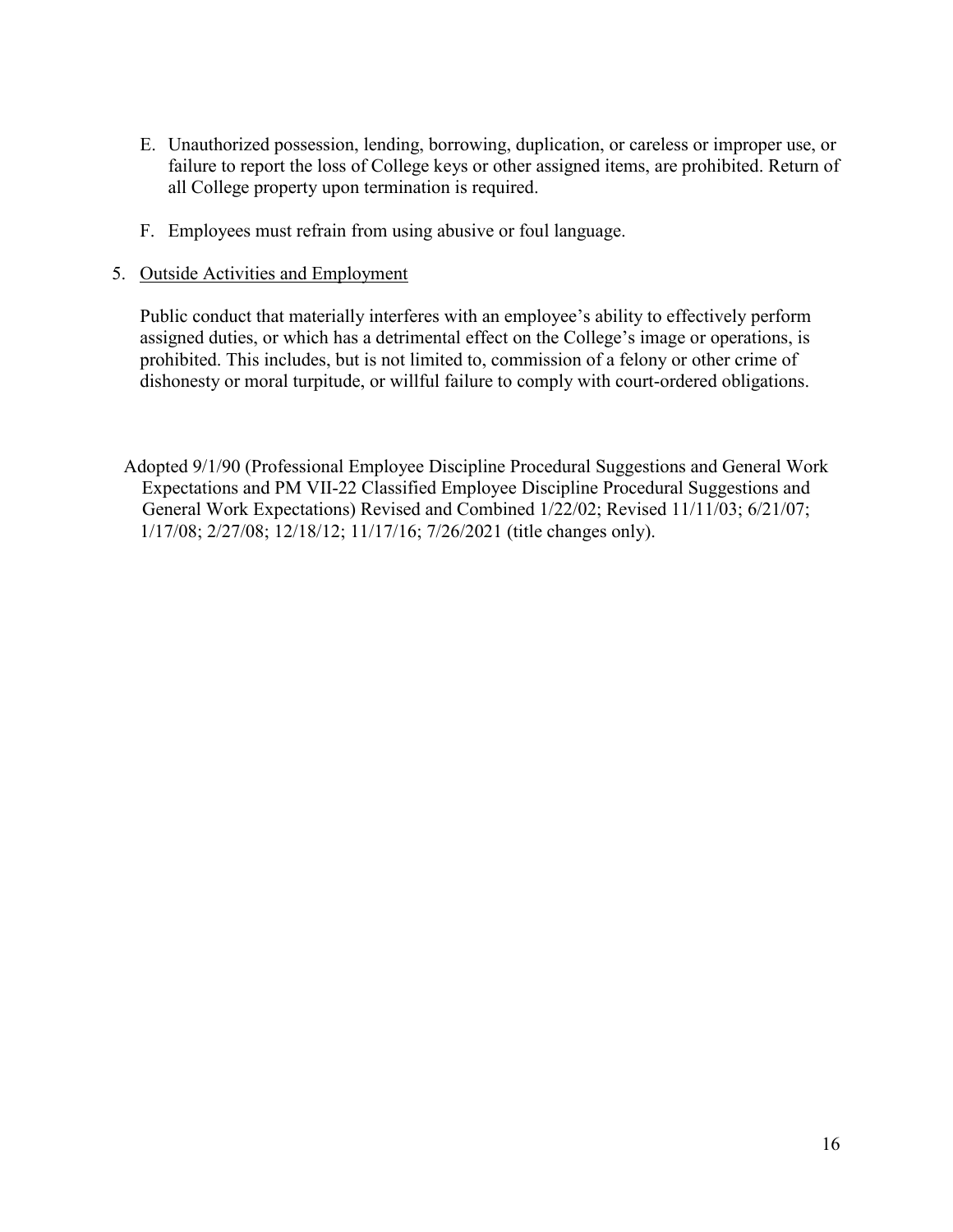E. Unauthorized possession, lending, borrowing, duplication, or careless or improper use, or failure to report the loss of College keys or other assigned items, are prohibited. Return of all College property upon termination is required.

F. Employees must refrain from using abusive or foul language.

5. <u>Outside Activities and Employment</u>

   Public conduct that materially interferes with an employee's ability to effectively perform assigned duties, or which has a detrimental effect on the College's image or operations, is prohibited. This includes, but is not limited to, commission of a felony or other crime of dishonesty or moral turpitude, or willful failure to comply with court-ordered obligations.

Adopted 9/1/90 (Professional Employee Discipline Procedural Suggestions and General Work Expectations and PM VII-22 Classified Employee Discipline Procedural Suggestions and General Work Expectations) Revised and Combined 1/22/02; Revised 11/11/03; 6/21/07; 1/17/08; 2/27/08; 12/18/12; 11/17/16; 7/26/2021 (title changes only).